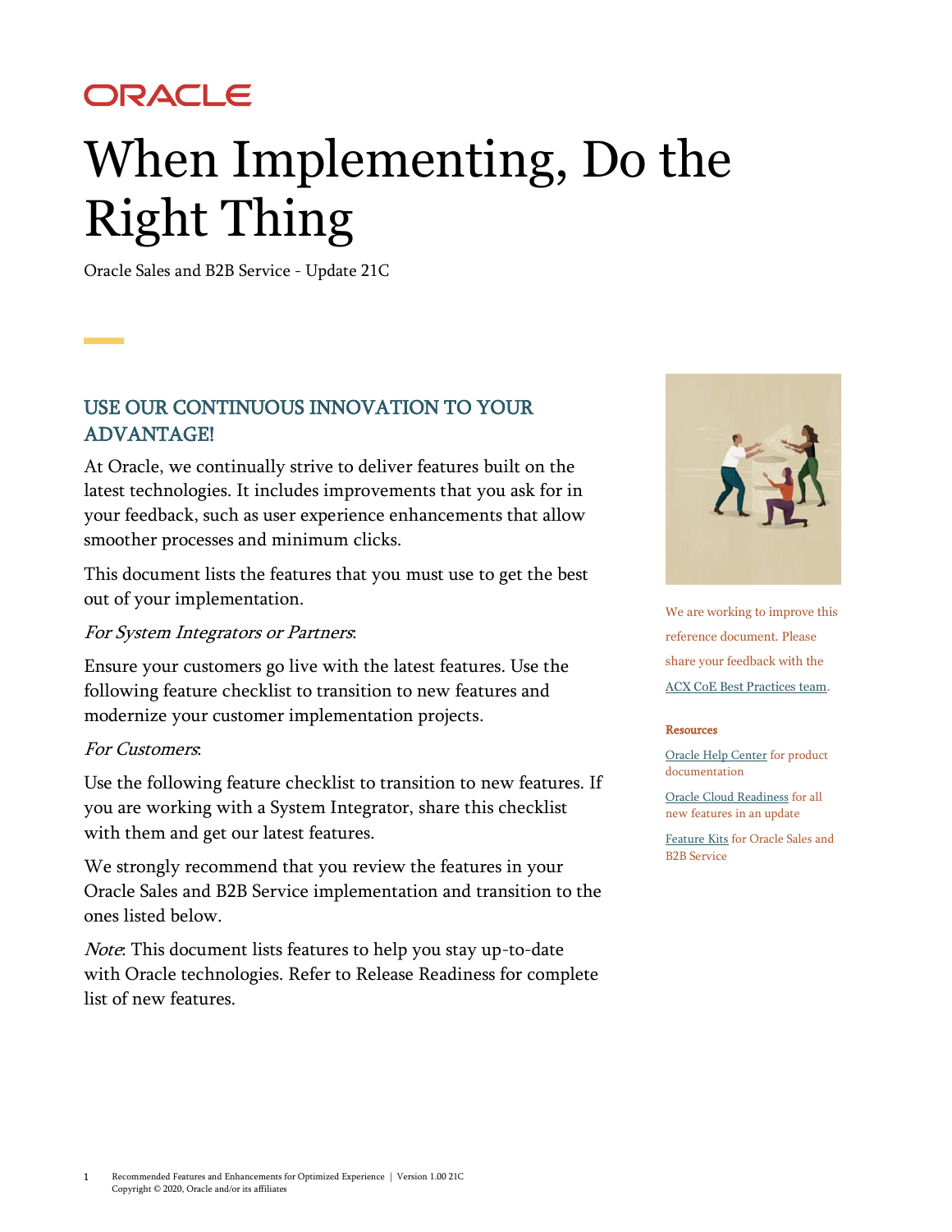ORACLE

# When Implementing, Do the Right Thing

Oracle Sales and B2B Service - Update 21C

## USE OUR CONTINUOUS INNOVATION TO YOUR ADVANTAGE!

At Oracle, we continually strive to deliver features built on the latest technologies. It includes improvements that you ask for in your feedback, such as user experience enhancements that allow smoother processes and minimum clicks.

This document lists the features that you must use to get the best out of your implementation.

*For System Integrators or Partners*:

Ensure your customers go live with the latest features. Use the following feature checklist to transition to new features and modernize your customer implementation projects.

*For Customers*:

Use the following feature checklist to transition to new features. If you are working with a System Integrator, share this checklist with them and get our latest features.

We strongly recommend that you review the features in your Oracle Sales and B2B Service implementation and transition to the ones listed below.

*Note*: This document lists features to help you stay up-to-date with Oracle technologies. Refer to Release Readiness for complete list of new features.

We are working to improve this reference document. Please share your feedback with the ACX CoE Best Practices team.

**Resources**

Oracle Help Center for product documentation

Oracle Cloud Readiness for all new features in an update

Feature Kits for Oracle Sales and B2B Service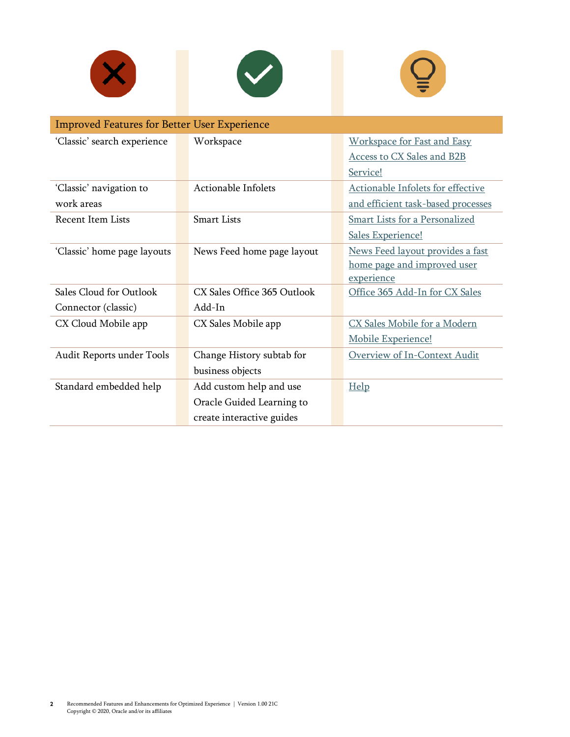| | | |
|---|---|---|
| **Improved Features for Better User Experience** | | |
| 'Classic' search experience | Workspace | Workspace for Fast and Easy Access to CX Sales and B2B Service! |
| 'Classic' navigation to work areas | Actionable Infolets | Actionable Infolets for effective and efficient task-based processes |
| Recent Item Lists | Smart Lists | Smart Lists for a Personalized Sales Experience! |
| 'Classic' home page layouts | News Feed home page layout | News Feed layout provides a fast home page and improved user experience |
| Sales Cloud for Outlook Connector (classic) | CX Sales Office 365 Outlook Add-In | Office 365 Add-In for CX Sales |
| CX Cloud Mobile app | CX Sales Mobile app | CX Sales Mobile for a Modern Mobile Experience! |
| Audit Reports under Tools | Change History subtab for business objects | Overview of In-Context Audit |
| Standard embedded help | Add custom help and use Oracle Guided Learning to create interactive guides | Help |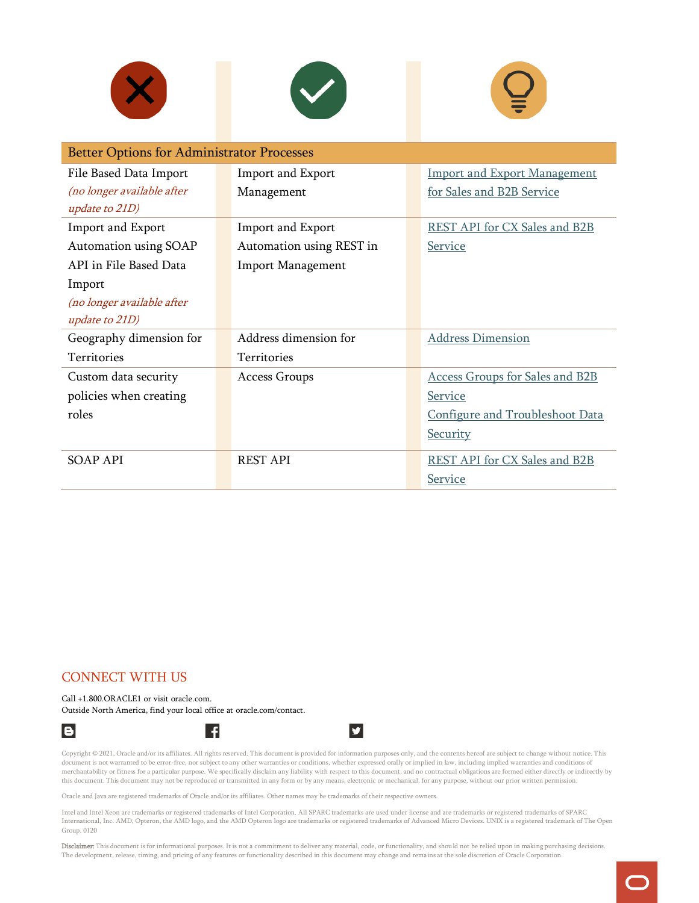| | | |
|---|---|---|
| **Better Options for Administrator Processes** | | |
| File Based Data Import *(no longer available after update to 21D)* | Import and Export Management | Import and Export Management for Sales and B2B Service |
| Import and Export Automation using SOAP API in File Based Data Import *(no longer available after update to 21D)* | Import and Export Automation using REST in Import Management | REST API for CX Sales and B2B Service |
| Geography dimension for Territories | Address dimension for Territories | Address Dimension |
| Custom data security policies when creating roles | Access Groups | Access Groups for Sales and B2B Service<br>Configure and Troubleshoot Data Security |
| SOAP API | REST API | REST API for CX Sales and B2B Service |

## CONNECT WITH US

Call +1.800.ORACLE1 or visit oracle.com.
Outside North America, find your local office at oracle.com/contact.

Copyright © 2021, Oracle and/or its affiliates. All rights reserved. This document is provided for information purposes only, and the contents hereof are subject to change without notice. This document is not warranted to be error-free, nor subject to any other warranties or conditions, whether expressed orally or implied in law, including implied warranties and conditions of merchantability or fitness for a particular purpose. We specifically disclaim any liability with respect to this document, and no contractual obligations are formed either directly or indirectly by this document. This document may not be reproduced or transmitted in any form or by any means, electronic or mechanical, for any purpose, without our prior written permission.

Oracle and Java are registered trademarks of Oracle and/or its affiliates. Other names may be trademarks of their respective owners.

Intel and Intel Xeon are trademarks or registered trademarks of Intel Corporation. All SPARC trademarks are used under license and are trademarks or registered trademarks of SPARC International, Inc. AMD, Opteron, the AMD logo, and the AMD Opteron logo are trademarks or registered trademarks of Advanced Micro Devices. UNIX is a registered trademark of The Open Group. 0120

Disclaimer: This document is for informational purposes. It is not a commitment to deliver any material, code, or functionality, and should not be relied upon in making purchasing decisions. The development, release, timing, and pricing of any features or functionality described in this document may change and remains at the sole discretion of Oracle Corporation.